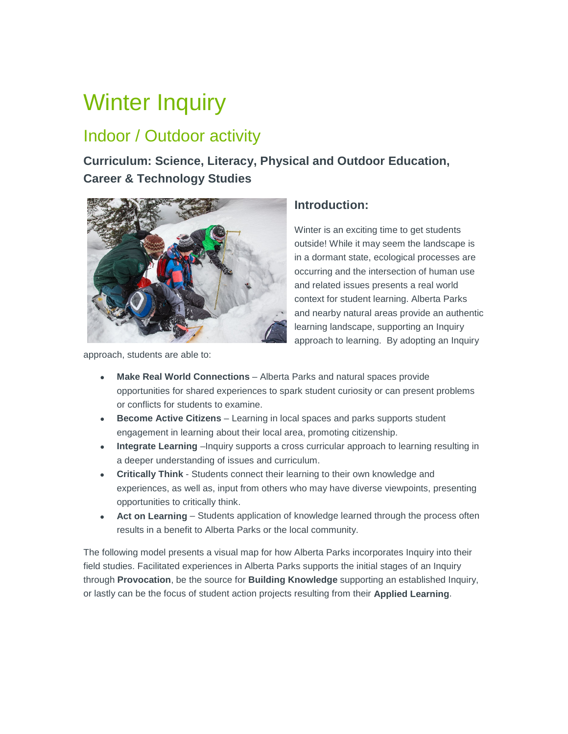# Winter Inquiry

## Indoor / Outdoor activity

### Curriculum: Science, Literacy, Physical and Outdoor Education, Career & Technology Studies

### Introduction:

Winter is an exciting time to get students outside! While it may seem the landscape is in a dormant state, ecological processes are occurring and the intersection of human use and related issues presents a real world context for student learning. Alberta Parks and nearby natural areas provide an authentic learning landscape, supporting an Inquiry approach to learning. By adopting an Inquiry approach, students are able to:

- **Make Real World Connections** – Alberta Parks and natural spaces provide opportunities for shared experiences to spark student curiosity or can present problems or conflicts for students to examine.
- **Become Active Citizens** – Learning in local spaces and parks supports student engagement in learning about their local area, promoting citizenship.
- **Integrate Learning** –Inquiry supports a cross curricular approach to learning resulting in a deeper understanding of issues and curriculum.
- **Critically Think** - Students connect their learning to their own knowledge and experiences, as well as, input from others who may have diverse viewpoints, presenting opportunities to critically think.
- **Act on Learning** – Students application of knowledge learned through the process often results in a benefit to Alberta Parks or the local community.

The following model presents a visual map for how Alberta Parks incorporates Inquiry into their field studies. Facilitated experiences in Alberta Parks supports the initial stages of an Inquiry through **Provocation**, be the source for **Building Knowledge** supporting an established Inquiry, or lastly can be the focus of student action projects resulting from their **Applied Learning**.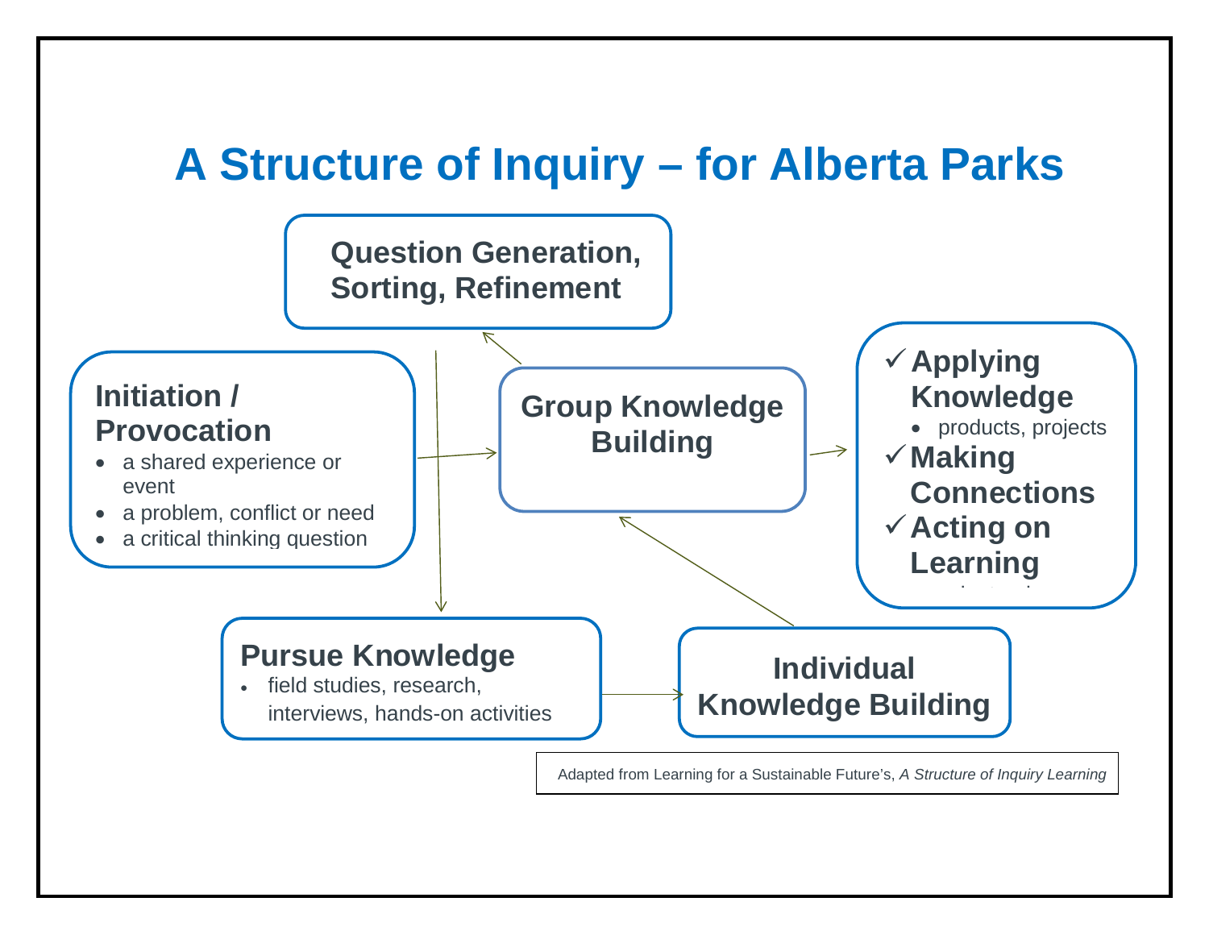# A Structure of Inquiry – for Alberta Parks

**Question Generation, Sorting, Refinement**

**Initiation / Provocation**

- a shared experience or event
- a problem, conflict or need
- a critical thinking question

**Group Knowledge Building**

- ✓ **Applying Knowledge**
  - products, projects
- ✓ **Making Connections**
- ✓ **Acting on Learning**

**Pursue Knowledge**

- field studies, research, interviews, hands-on activities

**Individual Knowledge Building**

Adapted from Learning for a Sustainable Future's, *A Structure of Inquiry Learning*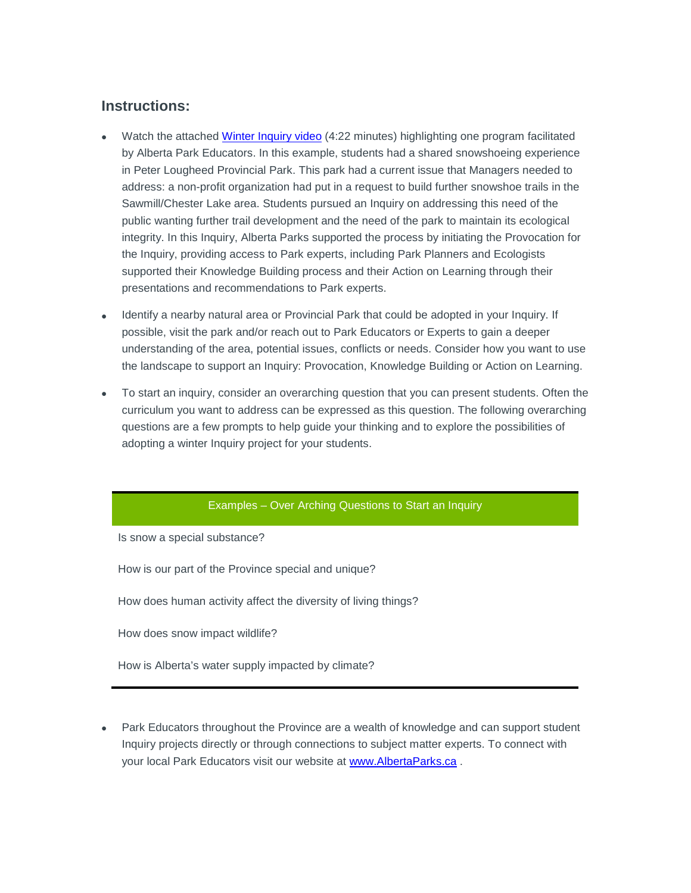## Instructions:

- Watch the attached [Winter Inquiry video](Winter Inquiry video) (4:22 minutes) highlighting one program facilitated by Alberta Park Educators. In this example, students had a shared snowshoeing experience in Peter Lougheed Provincial Park. This park had a current issue that Managers needed to address: a non-profit organization had put in a request to build further snowshoe trails in the Sawmill/Chester Lake area. Students pursued an Inquiry on addressing this need of the public wanting further trail development and the need of the park to maintain its ecological integrity. In this Inquiry, Alberta Parks supported the process by initiating the Provocation for the Inquiry, providing access to Park experts, including Park Planners and Ecologists supported their Knowledge Building process and their Action on Learning through their presentations and recommendations to Park experts.

- Identify a nearby natural area or Provincial Park that could be adopted in your Inquiry. If possible, visit the park and/or reach out to Park Educators or Experts to gain a deeper understanding of the area, potential issues, conflicts or needs. Consider how you want to use the landscape to support an Inquiry: Provocation, Knowledge Building or Action on Learning.

- To start an inquiry, consider an overarching question that you can present students. Often the curriculum you want to address can be expressed as this question. The following overarching questions are a few prompts to help guide your thinking and to explore the possibilities of adopting a winter Inquiry project for your students.

| Examples – Over Arching Questions to Start an Inquiry |
| --- |
| Is snow a special substance? |
| How is our part of the Province special and unique? |
| How does human activity affect the diversity of living things? |
| How does snow impact wildlife? |
| How is Alberta's water supply impacted by climate? |

- Park Educators throughout the Province are a wealth of knowledge and can support student Inquiry projects directly or through connections to subject matter experts. To connect with your local Park Educators visit our website at [www.AlbertaParks.ca](www.AlbertaParks.ca) .